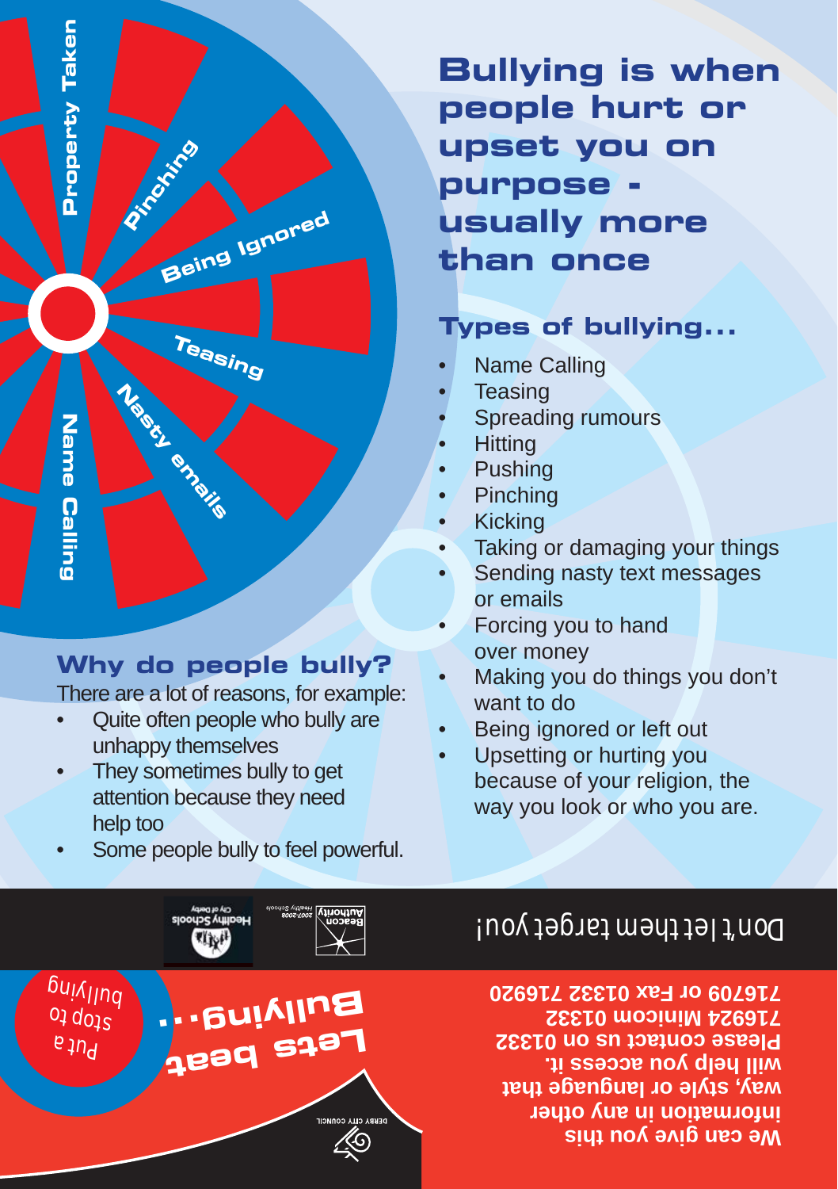Property Taken

Pinching

Being Ignored

Teasing

Nasty emails

Name Calling

# Bullying is when people hurt or upset you on purpose - usually more than once

## Types of bullying...

- Name Calling
- Teasing
- Spreading rumours
- Hitting
- Pushing
- Pinching
- Kicking
- Taking or damaging your things
- Sending nasty text messages or emails
- Forcing you to hand over money
- Making you do things you don't want to do
- Being ignored or left out
- Upsetting or hurting you because of your religion, the way you look or who you are.

## Why do people bully?

There are a lot of reasons, for example:

- Quite often people who bully are unhappy themselves
- They sometimes bully to get attention because they need help too
- Some people bully to feel powerful.

Healthy Schools City of Derby

Beacon Authority Healthy Schools 2007-2008

Don't let them target you!

Put a stop to bullying

**Lets beat Bullying...**

DERBY CITY COUNCIL

**We can give you this information in any other way, style or language that will help you access it. Please contact us on 01332 716924 Minicom 01332 716709 or Fax 01332 716920**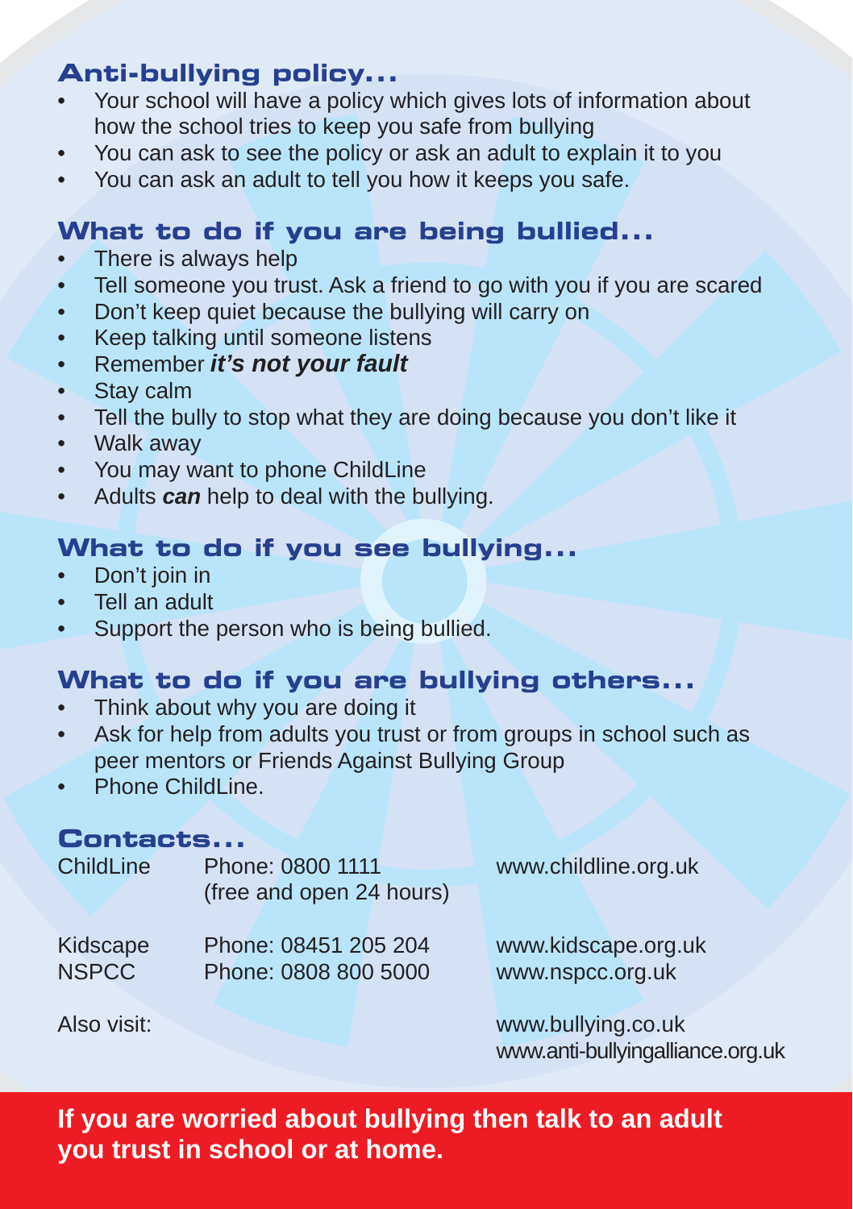## Anti-bullying policy...

- Your school will have a policy which gives lots of information about how the school tries to keep you safe from bullying
- You can ask to see the policy or ask an adult to explain it to you
- You can ask an adult to tell you how it keeps you safe.

## What to do if you are being bullied...

- There is always help
- Tell someone you trust. Ask a friend to go with you if you are scared
- Don't keep quiet because the bullying will carry on
- Keep talking until someone listens
- Remember ***it's not your fault***
- Stay calm
- Tell the bully to stop what they are doing because you don't like it
- Walk away
- You may want to phone ChildLine
- Adults ***can*** help to deal with the bullying.

## What to do if you see bullying...

- Don't join in
- Tell an adult
- Support the person who is being bullied.

## What to do if you are bullying others...

- Think about why you are doing it
- Ask for help from adults you trust or from groups in school such as peer mentors or Friends Against Bullying Group
- Phone ChildLine.

## Contacts...

| | | |
|---|---|---|
| ChildLine | Phone: 0800 1111 (free and open 24 hours) | www.childline.org.uk |
| Kidscape | Phone: 08451 205 204 | www.kidscape.org.uk |
| NSPCC | Phone: 0808 800 5000 | www.nspcc.org.uk |
| Also visit: | | www.bullying.co.uk<br>www.anti-bullyingalliance.org.uk |

**If you are worried about bullying then talk to an adult you trust in school or at home.**